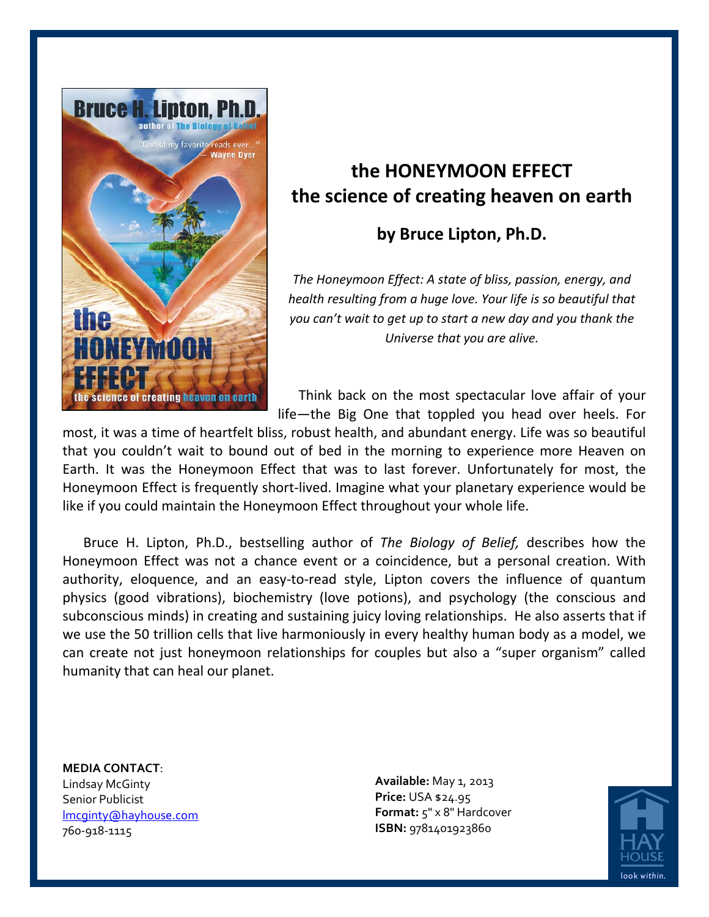# the HONEYMOON EFFECT
## the science of creating heaven on earth

### by Bruce Lipton, Ph.D.

*The Honeymoon Effect: A state of bliss, passion, energy, and health resulting from a huge love. Your life is so beautiful that you can't wait to get up to start a new day and you thank the Universe that you are alive.*

Think back on the most spectacular love affair of your life—the Big One that toppled you head over heels. For most, it was a time of heartfelt bliss, robust health, and abundant energy. Life was so beautiful that you couldn't wait to bound out of bed in the morning to experience more Heaven on Earth. It was the Honeymoon Effect that was to last forever. Unfortunately for most, the Honeymoon Effect is frequently short-lived. Imagine what your planetary experience would be like if you could maintain the Honeymoon Effect throughout your whole life.

Bruce H. Lipton, Ph.D., bestselling author of *The Biology of Belief,* describes how the Honeymoon Effect was not a chance event or a coincidence, but a personal creation. With authority, eloquence, and an easy-to-read style, Lipton covers the influence of quantum physics (good vibrations), biochemistry (love potions), and psychology (the conscious and subconscious minds) in creating and sustaining juicy loving relationships. He also asserts that if we use the 50 trillion cells that live harmoniously in every healthy human body as a model, we can create not just honeymoon relationships for couples but also a "super organism" called humanity that can heal our planet.

**MEDIA CONTACT**:
Lindsay McGinty
Senior Publicist
lmcginty@hayhouse.com
760-918-1115

**Available:** May 1, 2013
**Price:** USA $24.95
**Format:** 5" x 8" Hardcover
**ISBN:** 9781401923860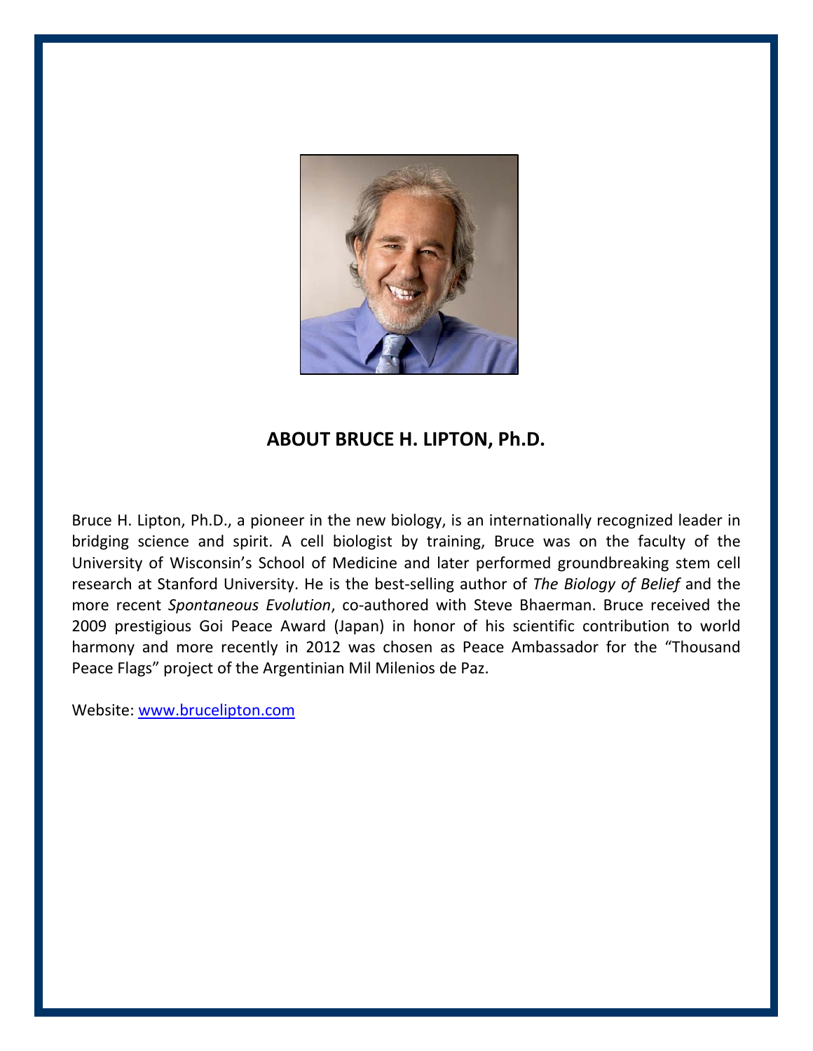## ABOUT BRUCE H. LIPTON, Ph.D.

Bruce H. Lipton, Ph.D., a pioneer in the new biology, is an internationally recognized leader in bridging science and spirit. A cell biologist by training, Bruce was on the faculty of the University of Wisconsin's School of Medicine and later performed groundbreaking stem cell research at Stanford University. He is the best-selling author of *The Biology of Belief* and the more recent *Spontaneous Evolution*, co-authored with Steve Bhaerman. Bruce received the 2009 prestigious Goi Peace Award (Japan) in honor of his scientific contribution to world harmony and more recently in 2012 was chosen as Peace Ambassador for the "Thousand Peace Flags" project of the Argentinian Mil Milenios de Paz.

Website: [www.brucelipton.com](http://www.brucelipton.com)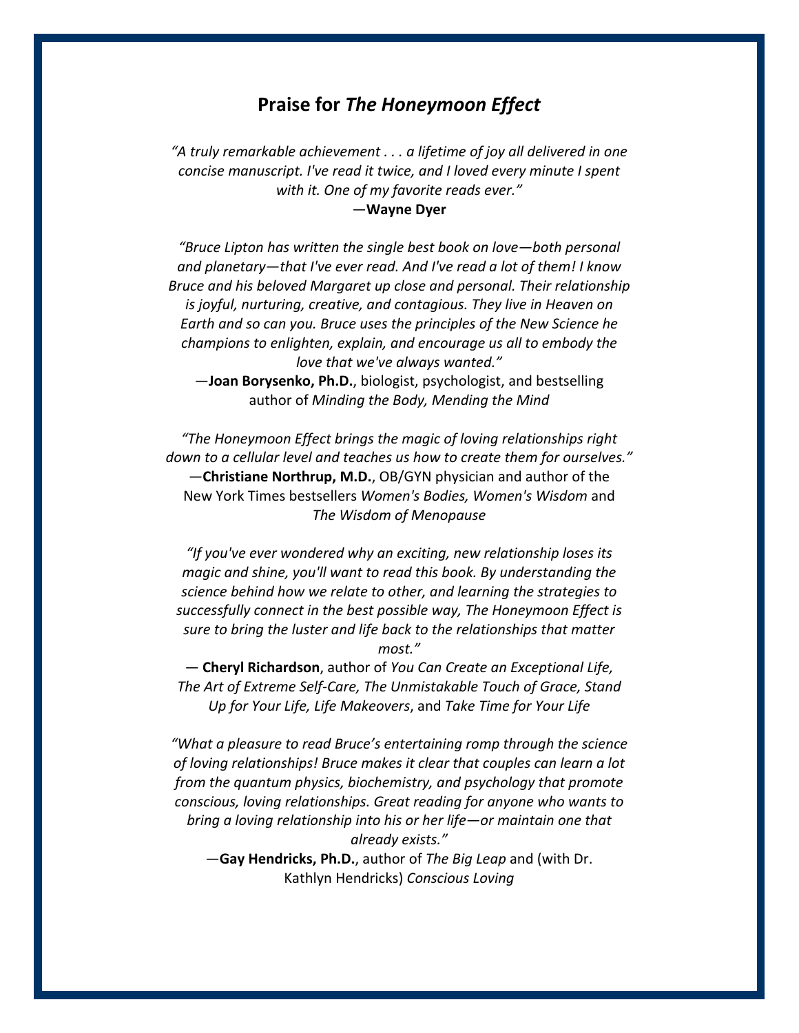## Praise for *The Honeymoon Effect*

*"A truly remarkable achievement . . . a lifetime of joy all delivered in one concise manuscript. I've read it twice, and I loved every minute I spent with it. One of my favorite reads ever."*
—**Wayne Dyer**

*"Bruce Lipton has written the single best book on love—both personal and planetary—that I've ever read. And I've read a lot of them! I know Bruce and his beloved Margaret up close and personal. Their relationship is joyful, nurturing, creative, and contagious. They live in Heaven on Earth and so can you. Bruce uses the principles of the New Science he champions to enlighten, explain, and encourage us all to embody the love that we've always wanted."*
—**Joan Borysenko, Ph.D.**, biologist, psychologist, and bestselling author of *Minding the Body, Mending the Mind*

*"The Honeymoon Effect brings the magic of loving relationships right down to a cellular level and teaches us how to create them for ourselves."*
—**Christiane Northrup, M.D.**, OB/GYN physician and author of the New York Times bestsellers *Women's Bodies, Women's Wisdom* and *The Wisdom of Menopause*

*"If you've ever wondered why an exciting, new relationship loses its magic and shine, you'll want to read this book. By understanding the science behind how we relate to other, and learning the strategies to successfully connect in the best possible way, The Honeymoon Effect is sure to bring the luster and life back to the relationships that matter most."*
— **Cheryl Richardson**, author of *You Can Create an Exceptional Life, The Art of Extreme Self-Care, The Unmistakable Touch of Grace, Stand Up for Your Life, Life Makeovers*, and *Take Time for Your Life*

*"What a pleasure to read Bruce's entertaining romp through the science of loving relationships! Bruce makes it clear that couples can learn a lot from the quantum physics, biochemistry, and psychology that promote conscious, loving relationships. Great reading for anyone who wants to bring a loving relationship into his or her life—or maintain one that already exists."*
—**Gay Hendricks, Ph.D.**, author of *The Big Leap* and (with Dr. Kathlyn Hendricks) *Conscious Loving*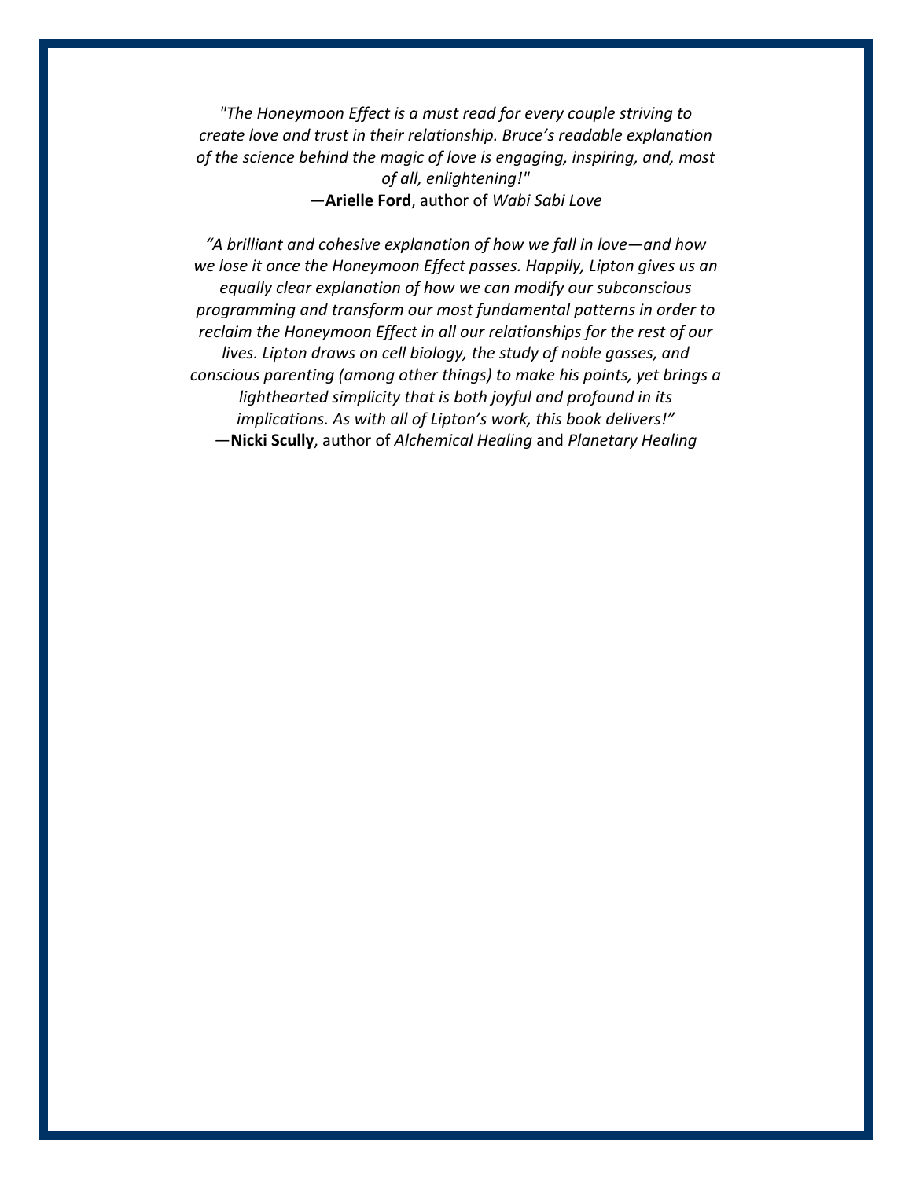*"The Honeymoon Effect is a must read for every couple striving to create love and trust in their relationship. Bruce's readable explanation of the science behind the magic of love is engaging, inspiring, and, most of all, enlightening!"*

—**Arielle Ford**, author of *Wabi Sabi Love*

*"A brilliant and cohesive explanation of how we fall in love—and how we lose it once the Honeymoon Effect passes. Happily, Lipton gives us an equally clear explanation of how we can modify our subconscious programming and transform our most fundamental patterns in order to reclaim the Honeymoon Effect in all our relationships for the rest of our lives. Lipton draws on cell biology, the study of noble gasses, and conscious parenting (among other things) to make his points, yet brings a lighthearted simplicity that is both joyful and profound in its implications. As with all of Lipton's work, this book delivers!"*

—**Nicki Scully**, author of *Alchemical Healing* and *Planetary Healing*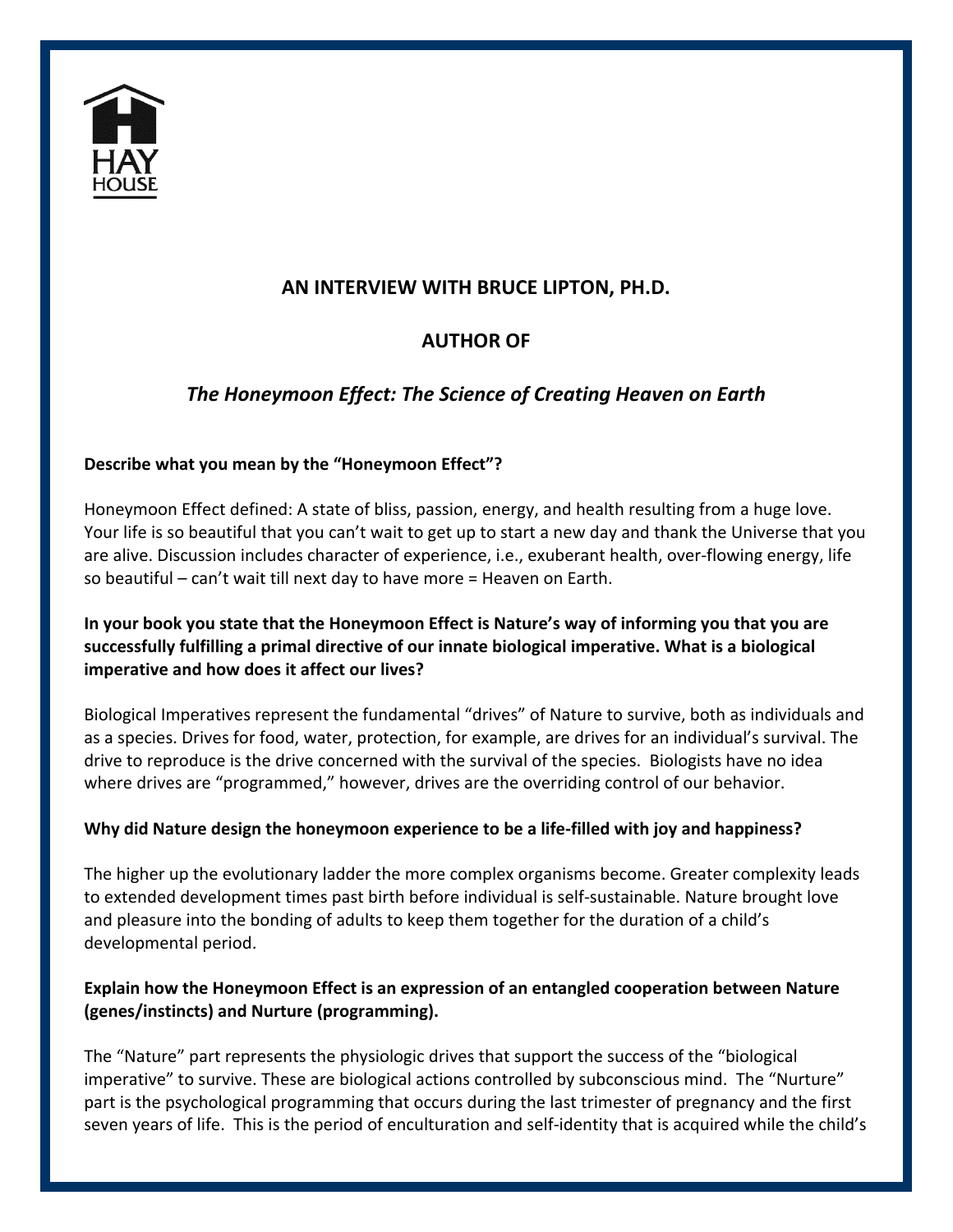HAY HOUSE

## AN INTERVIEW WITH BRUCE LIPTON, PH.D.

## AUTHOR OF

## *The Honeymoon Effect: The Science of Creating Heaven on Earth*

**Describe what you mean by the "Honeymoon Effect"?**

Honeymoon Effect defined: A state of bliss, passion, energy, and health resulting from a huge love. Your life is so beautiful that you can't wait to get up to start a new day and thank the Universe that you are alive. Discussion includes character of experience, i.e., exuberant health, over-flowing energy, life so beautiful – can't wait till next day to have more = Heaven on Earth.

**In your book you state that the Honeymoon Effect is Nature's way of informing you that you are successfully fulfilling a primal directive of our innate biological imperative. What is a biological imperative and how does it affect our lives?**

Biological Imperatives represent the fundamental "drives" of Nature to survive, both as individuals and as a species. Drives for food, water, protection, for example, are drives for an individual's survival. The drive to reproduce is the drive concerned with the survival of the species. Biologists have no idea where drives are "programmed," however, drives are the overriding control of our behavior.

**Why did Nature design the honeymoon experience to be a life-filled with joy and happiness?**

The higher up the evolutionary ladder the more complex organisms become. Greater complexity leads to extended development times past birth before individual is self-sustainable. Nature brought love and pleasure into the bonding of adults to keep them together for the duration of a child's developmental period.

**Explain how the Honeymoon Effect is an expression of an entangled cooperation between Nature (genes/instincts) and Nurture (programming).**

The "Nature" part represents the physiologic drives that support the success of the "biological imperative" to survive. These are biological actions controlled by subconscious mind. The "Nurture" part is the psychological programming that occurs during the last trimester of pregnancy and the first seven years of life. This is the period of enculturation and self-identity that is acquired while the child's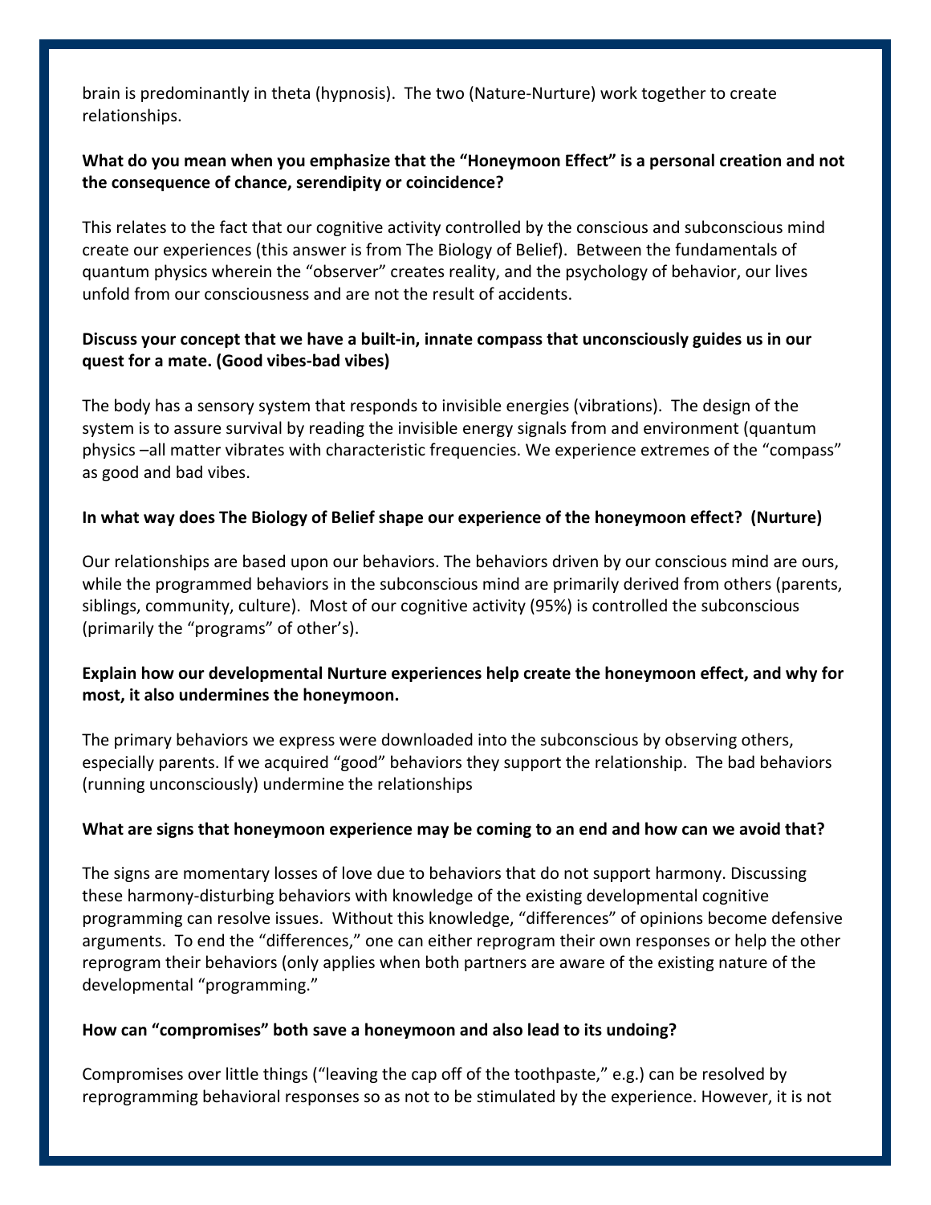brain is predominantly in theta (hypnosis). The two (Nature-Nurture) work together to create relationships.

**What do you mean when you emphasize that the "Honeymoon Effect" is a personal creation and not the consequence of chance, serendipity or coincidence?**

This relates to the fact that our cognitive activity controlled by the conscious and subconscious mind create our experiences (this answer is from The Biology of Belief). Between the fundamentals of quantum physics wherein the "observer" creates reality, and the psychology of behavior, our lives unfold from our consciousness and are not the result of accidents.

**Discuss your concept that we have a built-in, innate compass that unconsciously guides us in our quest for a mate. (Good vibes-bad vibes)**

The body has a sensory system that responds to invisible energies (vibrations). The design of the system is to assure survival by reading the invisible energy signals from and environment (quantum physics –all matter vibrates with characteristic frequencies. We experience extremes of the "compass" as good and bad vibes.

**In what way does The Biology of Belief shape our experience of the honeymoon effect? (Nurture)**

Our relationships are based upon our behaviors. The behaviors driven by our conscious mind are ours, while the programmed behaviors in the subconscious mind are primarily derived from others (parents, siblings, community, culture). Most of our cognitive activity (95%) is controlled the subconscious (primarily the "programs" of other's).

**Explain how our developmental Nurture experiences help create the honeymoon effect, and why for most, it also undermines the honeymoon.**

The primary behaviors we express were downloaded into the subconscious by observing others, especially parents. If we acquired "good" behaviors they support the relationship. The bad behaviors (running unconsciously) undermine the relationships

**What are signs that honeymoon experience may be coming to an end and how can we avoid that?**

The signs are momentary losses of love due to behaviors that do not support harmony. Discussing these harmony-disturbing behaviors with knowledge of the existing developmental cognitive programming can resolve issues. Without this knowledge, "differences" of opinions become defensive arguments. To end the "differences," one can either reprogram their own responses or help the other reprogram their behaviors (only applies when both partners are aware of the existing nature of the developmental "programming."

**How can "compromises" both save a honeymoon and also lead to its undoing?**

Compromises over little things ("leaving the cap off of the toothpaste," e.g.) can be resolved by reprogramming behavioral responses so as not to be stimulated by the experience. However, it is not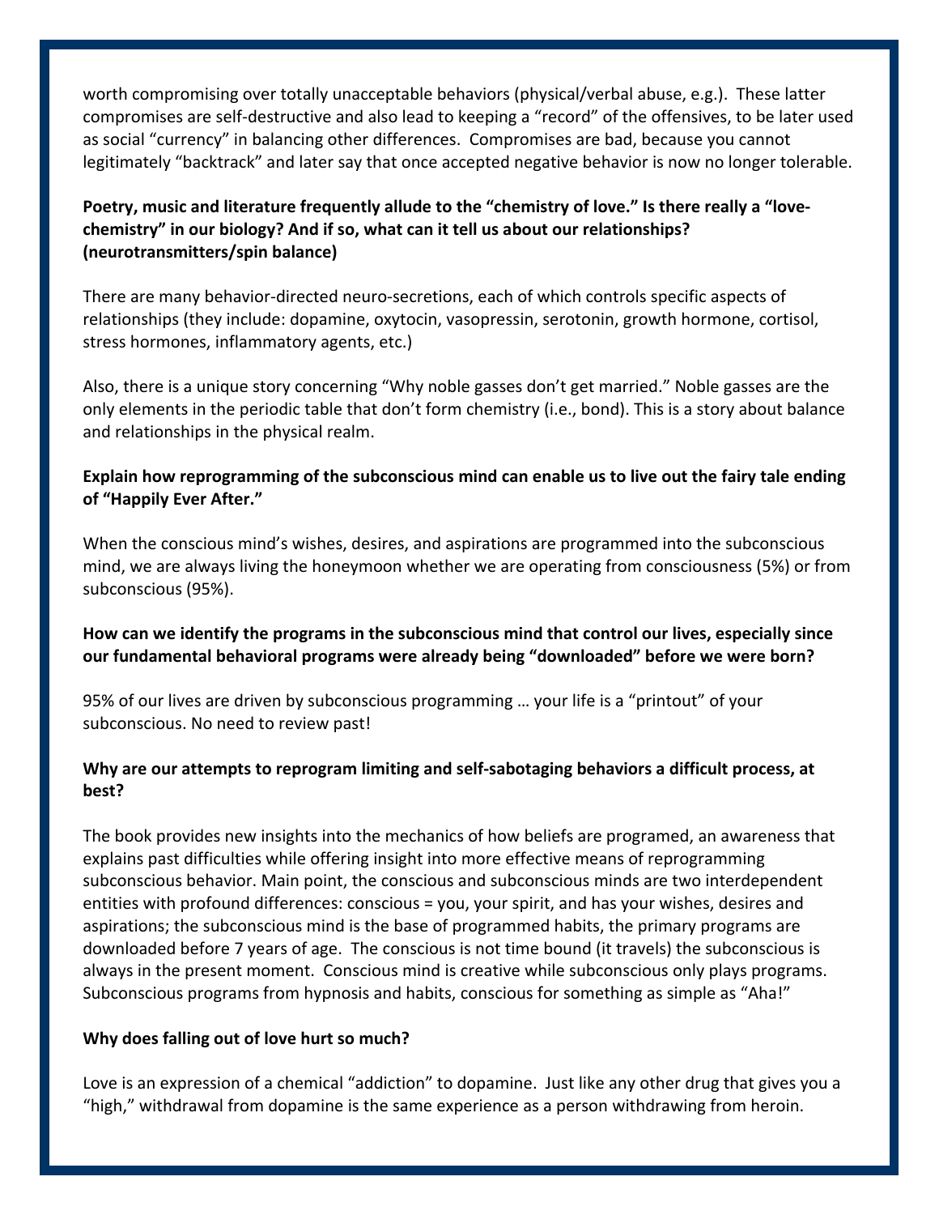worth compromising over totally unacceptable behaviors (physical/verbal abuse, e.g.). These latter compromises are self-destructive and also lead to keeping a "record" of the offensives, to be later used as social "currency" in balancing other differences. Compromises are bad, because you cannot legitimately "backtrack" and later say that once accepted negative behavior is now no longer tolerable.

**Poetry, music and literature frequently allude to the "chemistry of love." Is there really a "love-chemistry" in our biology? And if so, what can it tell us about our relationships? (neurotransmitters/spin balance)**

There are many behavior-directed neuro-secretions, each of which controls specific aspects of relationships (they include: dopamine, oxytocin, vasopressin, serotonin, growth hormone, cortisol, stress hormones, inflammatory agents, etc.)

Also, there is a unique story concerning "Why noble gasses don't get married." Noble gasses are the only elements in the periodic table that don't form chemistry (i.e., bond). This is a story about balance and relationships in the physical realm.

**Explain how reprogramming of the subconscious mind can enable us to live out the fairy tale ending of "Happily Ever After."**

When the conscious mind's wishes, desires, and aspirations are programmed into the subconscious mind, we are always living the honeymoon whether we are operating from consciousness (5%) or from subconscious (95%).

**How can we identify the programs in the subconscious mind that control our lives, especially since our fundamental behavioral programs were already being "downloaded" before we were born?**

95% of our lives are driven by subconscious programming … your life is a "printout" of your subconscious. No need to review past!

**Why are our attempts to reprogram limiting and self-sabotaging behaviors a difficult process, at best?**

The book provides new insights into the mechanics of how beliefs are programed, an awareness that explains past difficulties while offering insight into more effective means of reprogramming subconscious behavior. Main point, the conscious and subconscious minds are two interdependent entities with profound differences: conscious = you, your spirit, and has your wishes, desires and aspirations; the subconscious mind is the base of programmed habits, the primary programs are downloaded before 7 years of age. The conscious is not time bound (it travels) the subconscious is always in the present moment. Conscious mind is creative while subconscious only plays programs. Subconscious programs from hypnosis and habits, conscious for something as simple as "Aha!"

**Why does falling out of love hurt so much?**

Love is an expression of a chemical "addiction" to dopamine. Just like any other drug that gives you a "high," withdrawal from dopamine is the same experience as a person withdrawing from heroin.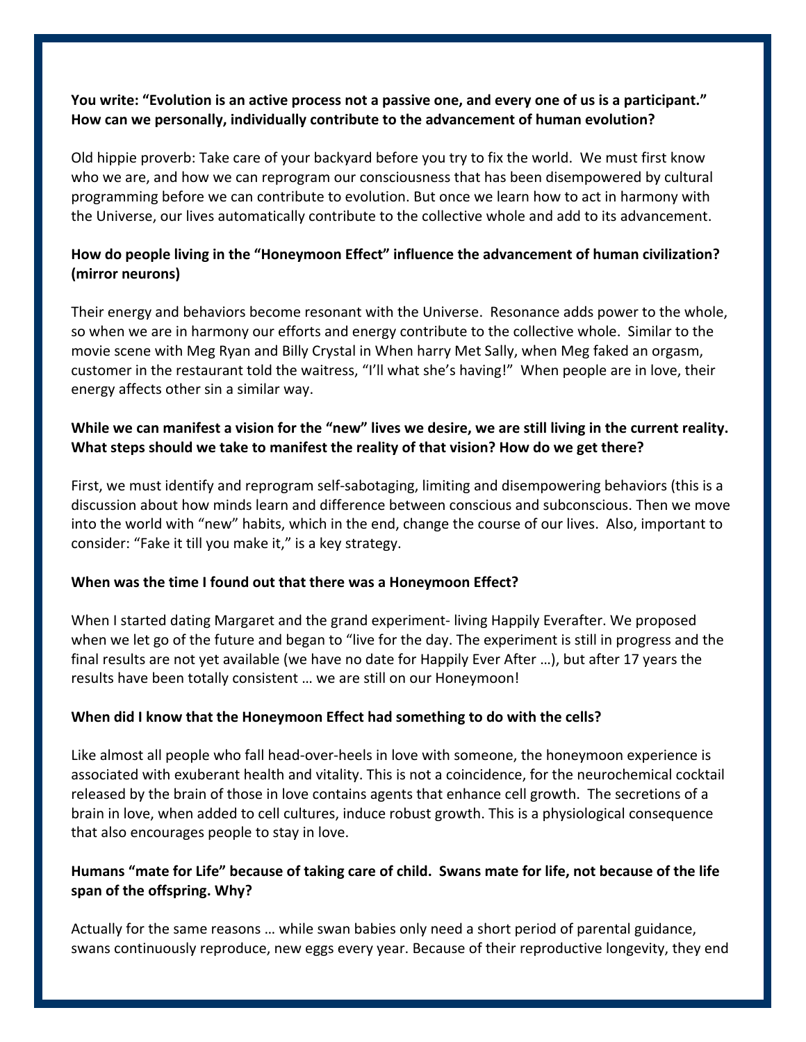**You write: "Evolution is an active process not a passive one, and every one of us is a participant." How can we personally, individually contribute to the advancement of human evolution?**

Old hippie proverb: Take care of your backyard before you try to fix the world. We must first know who we are, and how we can reprogram our consciousness that has been disempowered by cultural programming before we can contribute to evolution. But once we learn how to act in harmony with the Universe, our lives automatically contribute to the collective whole and add to its advancement.

**How do people living in the "Honeymoon Effect" influence the advancement of human civilization? (mirror neurons)**

Their energy and behaviors become resonant with the Universe. Resonance adds power to the whole, so when we are in harmony our efforts and energy contribute to the collective whole. Similar to the movie scene with Meg Ryan and Billy Crystal in When harry Met Sally, when Meg faked an orgasm, customer in the restaurant told the waitress, "I'll what she's having!" When people are in love, their energy affects other sin a similar way.

**While we can manifest a vision for the "new" lives we desire, we are still living in the current reality. What steps should we take to manifest the reality of that vision? How do we get there?**

First, we must identify and reprogram self-sabotaging, limiting and disempowering behaviors (this is a discussion about how minds learn and difference between conscious and subconscious. Then we move into the world with "new" habits, which in the end, change the course of our lives. Also, important to consider: "Fake it till you make it," is a key strategy.

**When was the time I found out that there was a Honeymoon Effect?**

When I started dating Margaret and the grand experiment- living Happily Everafter. We proposed when we let go of the future and began to "live for the day. The experiment is still in progress and the final results are not yet available (we have no date for Happily Ever After …), but after 17 years the results have been totally consistent … we are still on our Honeymoon!

**When did I know that the Honeymoon Effect had something to do with the cells?**

Like almost all people who fall head-over-heels in love with someone, the honeymoon experience is associated with exuberant health and vitality. This is not a coincidence, for the neurochemical cocktail released by the brain of those in love contains agents that enhance cell growth. The secretions of a brain in love, when added to cell cultures, induce robust growth. This is a physiological consequence that also encourages people to stay in love.

**Humans "mate for Life" because of taking care of child. Swans mate for life, not because of the life span of the offspring. Why?**

Actually for the same reasons … while swan babies only need a short period of parental guidance, swans continuously reproduce, new eggs every year. Because of their reproductive longevity, they end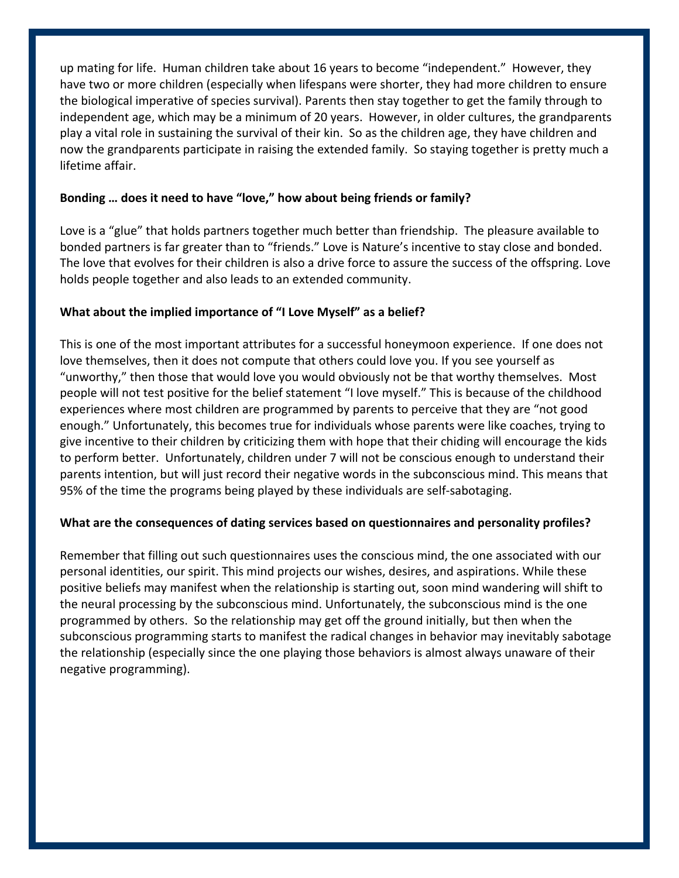up mating for life. Human children take about 16 years to become "independent." However, they have two or more children (especially when lifespans were shorter, they had more children to ensure the biological imperative of species survival). Parents then stay together to get the family through to independent age, which may be a minimum of 20 years. However, in older cultures, the grandparents play a vital role in sustaining the survival of their kin. So as the children age, they have children and now the grandparents participate in raising the extended family. So staying together is pretty much a lifetime affair.

**Bonding … does it need to have "love," how about being friends or family?**

Love is a "glue" that holds partners together much better than friendship. The pleasure available to bonded partners is far greater than to "friends." Love is Nature's incentive to stay close and bonded. The love that evolves for their children is also a drive force to assure the success of the offspring. Love holds people together and also leads to an extended community.

**What about the implied importance of "I Love Myself" as a belief?**

This is one of the most important attributes for a successful honeymoon experience. If one does not love themselves, then it does not compute that others could love you. If you see yourself as "unworthy," then those that would love you would obviously not be that worthy themselves. Most people will not test positive for the belief statement "I love myself." This is because of the childhood experiences where most children are programmed by parents to perceive that they are "not good enough." Unfortunately, this becomes true for individuals whose parents were like coaches, trying to give incentive to their children by criticizing them with hope that their chiding will encourage the kids to perform better. Unfortunately, children under 7 will not be conscious enough to understand their parents intention, but will just record their negative words in the subconscious mind. This means that 95% of the time the programs being played by these individuals are self-sabotaging.

**What are the consequences of dating services based on questionnaires and personality profiles?**

Remember that filling out such questionnaires uses the conscious mind, the one associated with our personal identities, our spirit. This mind projects our wishes, desires, and aspirations. While these positive beliefs may manifest when the relationship is starting out, soon mind wandering will shift to the neural processing by the subconscious mind. Unfortunately, the subconscious mind is the one programmed by others. So the relationship may get off the ground initially, but then when the subconscious programming starts to manifest the radical changes in behavior may inevitably sabotage the relationship (especially since the one playing those behaviors is almost always unaware of their negative programming).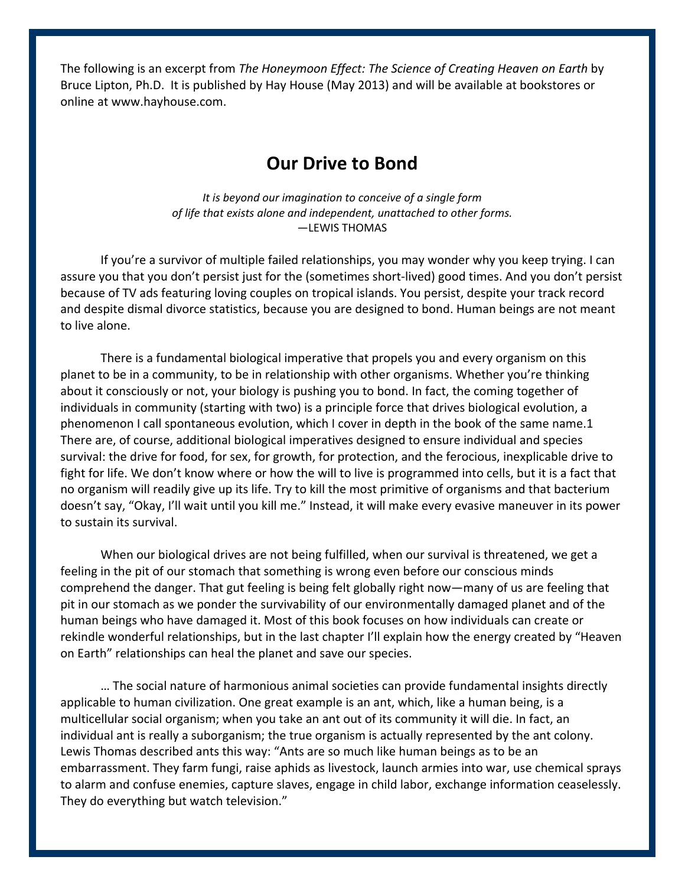The following is an excerpt from *The Honeymoon Effect: The Science of Creating Heaven on Earth* by Bruce Lipton, Ph.D. It is published by Hay House (May 2013) and will be available at bookstores or online at www.hayhouse.com.

## Our Drive to Bond

*It is beyond our imagination to conceive of a single form of life that exists alone and independent, unattached to other forms.*
—LEWIS THOMAS

If you're a survivor of multiple failed relationships, you may wonder why you keep trying. I can assure you that you don't persist just for the (sometimes short-lived) good times. And you don't persist because of TV ads featuring loving couples on tropical islands. You persist, despite your track record and despite dismal divorce statistics, because you are designed to bond. Human beings are not meant to live alone.

There is a fundamental biological imperative that propels you and every organism on this planet to be in a community, to be in relationship with other organisms. Whether you're thinking about it consciously or not, your biology is pushing you to bond. In fact, the coming together of individuals in community (starting with two) is a principle force that drives biological evolution, a phenomenon I call spontaneous evolution, which I cover in depth in the book of the same name.1 There are, of course, additional biological imperatives designed to ensure individual and species survival: the drive for food, for sex, for growth, for protection, and the ferocious, inexplicable drive to fight for life. We don't know where or how the will to live is programmed into cells, but it is a fact that no organism will readily give up its life. Try to kill the most primitive of organisms and that bacterium doesn't say, "Okay, I'll wait until you kill me." Instead, it will make every evasive maneuver in its power to sustain its survival.

When our biological drives are not being fulfilled, when our survival is threatened, we get a feeling in the pit of our stomach that something is wrong even before our conscious minds comprehend the danger. That gut feeling is being felt globally right now—many of us are feeling that pit in our stomach as we ponder the survivability of our environmentally damaged planet and of the human beings who have damaged it. Most of this book focuses on how individuals can create or rekindle wonderful relationships, but in the last chapter I'll explain how the energy created by "Heaven on Earth" relationships can heal the planet and save our species.

… The social nature of harmonious animal societies can provide fundamental insights directly applicable to human civilization. One great example is an ant, which, like a human being, is a multicellular social organism; when you take an ant out of its community it will die. In fact, an individual ant is really a suborganism; the true organism is actually represented by the ant colony. Lewis Thomas described ants this way: "Ants are so much like human beings as to be an embarrassment. They farm fungi, raise aphids as livestock, launch armies into war, use chemical sprays to alarm and confuse enemies, capture slaves, engage in child labor, exchange information ceaselessly. They do everything but watch television."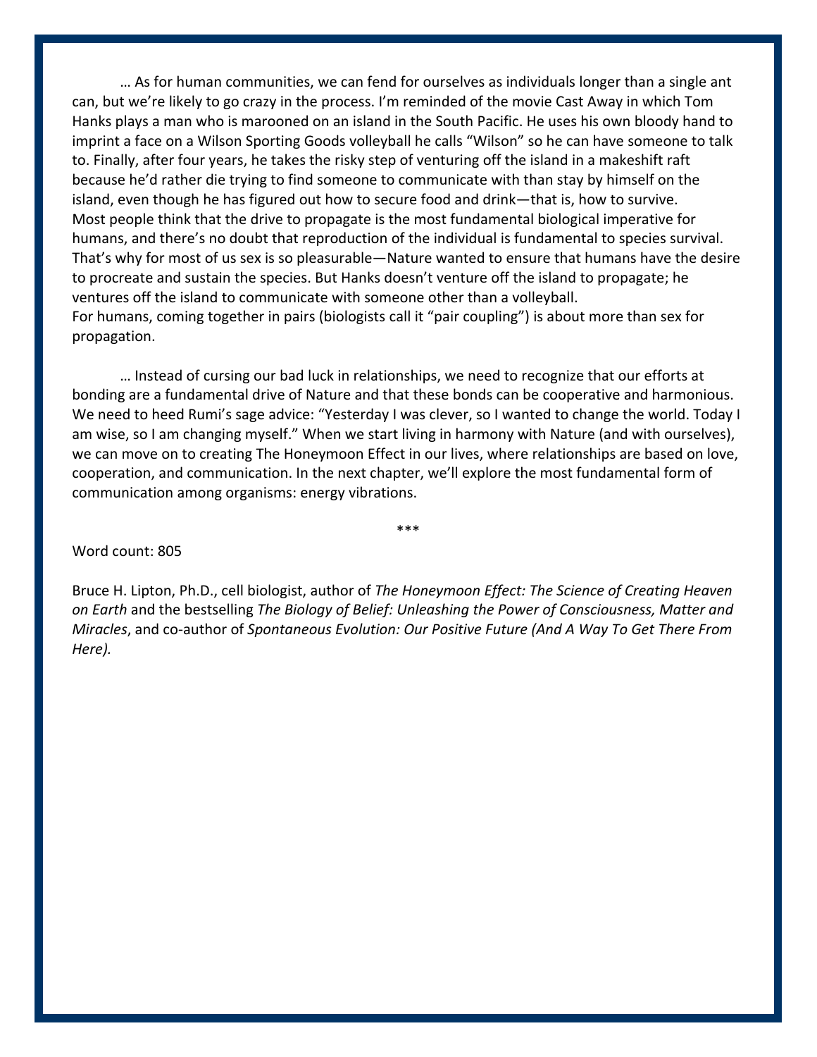… As for human communities, we can fend for ourselves as individuals longer than a single ant can, but we're likely to go crazy in the process. I'm reminded of the movie Cast Away in which Tom Hanks plays a man who is marooned on an island in the South Pacific. He uses his own bloody hand to imprint a face on a Wilson Sporting Goods volleyball he calls "Wilson" so he can have someone to talk to. Finally, after four years, he takes the risky step of venturing off the island in a makeshift raft because he'd rather die trying to find someone to communicate with than stay by himself on the island, even though he has figured out how to secure food and drink—that is, how to survive. Most people think that the drive to propagate is the most fundamental biological imperative for humans, and there's no doubt that reproduction of the individual is fundamental to species survival. That's why for most of us sex is so pleasurable—Nature wanted to ensure that humans have the desire to procreate and sustain the species. But Hanks doesn't venture off the island to propagate; he ventures off the island to communicate with someone other than a volleyball.
For humans, coming together in pairs (biologists call it "pair coupling") is about more than sex for propagation.

… Instead of cursing our bad luck in relationships, we need to recognize that our efforts at bonding are a fundamental drive of Nature and that these bonds can be cooperative and harmonious. We need to heed Rumi's sage advice: "Yesterday I was clever, so I wanted to change the world. Today I am wise, so I am changing myself." When we start living in harmony with Nature (and with ourselves), we can move on to creating The Honeymoon Effect in our lives, where relationships are based on love, cooperation, and communication. In the next chapter, we'll explore the most fundamental form of communication among organisms: energy vibrations.

***

Word count: 805

Bruce H. Lipton, Ph.D., cell biologist, author of *The Honeymoon Effect: The Science of Creating Heaven on Earth* and the bestselling *The Biology of Belief: Unleashing the Power of Consciousness, Matter and Miracles*, and co-author of *Spontaneous Evolution: Our Positive Future (And A Way To Get There From Here).*